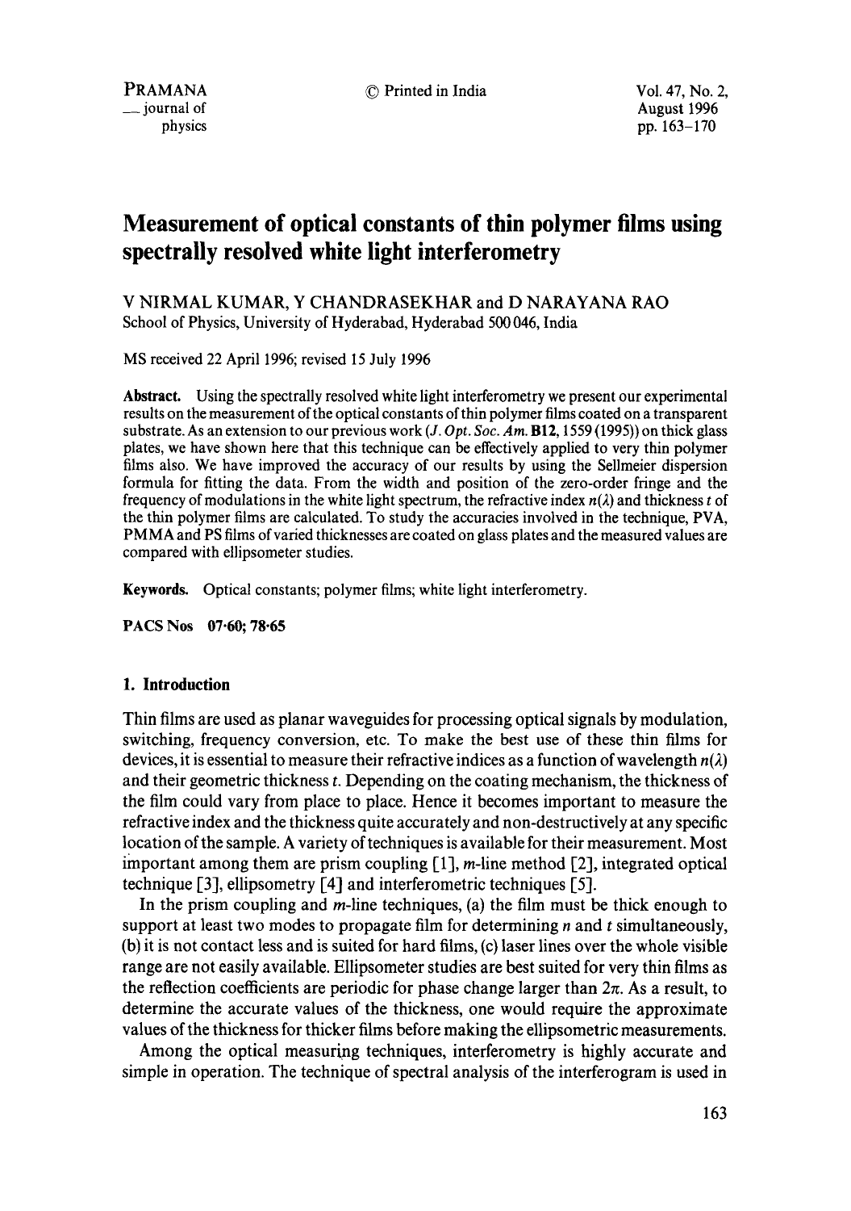# Measurement of optical constants of thin polymer films using spectrally resolved white light interferometry

V NIRMAL KUMAR, Y CHANDRASEKHAR and D NARAYANA RAO

School of Physics, University of Hyderabad, Hyderabad 500 046, India

MS received 22 April 1996; revised 15 July 1996

**Abstract.** Using the spectrally resolved white light interferometry we present our experimental results on the measurement of the optical constants of thin polymer films coated on a transparent substrate. As an extension to our previous work (*J. Opt. Soc. Am.* **B12**, 1559 (1995)) on thick glass plates, we have shown here that this technique can be effectively applied to very thin polymer films also. We have improved the accuracy of our results by using the Sellmeier dispersion formula for fitting the data. From the width and position of the zero-order fringe and the frequency of modulations in the white light spectrum, the refractive index $n(\lambda)$ and thickness $t$ of the thin polymer films are calculated. To study the accuracies involved in the technique, PVA, PMMA and PS films of varied thicknesses are coated on glass plates and the measured values are compared with ellipsometer studies.

**Keywords.** Optical constants; polymer films; white light interferometry.

**PACS Nos** 07·60; 78·65

## 1. Introduction

Thin films are used as planar waveguides for processing optical signals by modulation, switching, frequency conversion, etc. To make the best use of these thin films for devices, it is essential to measure their refractive indices as a function of wavelength $n(\lambda)$ and their geometric thickness $t$. Depending on the coating mechanism, the thickness of the film could vary from place to place. Hence it becomes important to measure the refractive index and the thickness quite accurately and non-destructively at any specific location of the sample. A variety of techniques is available for their measurement. Most important among them are prism coupling [1], $m$-line method [2], integrated optical technique [3], ellipsometry [4] and interferometric techniques [5].

In the prism coupling and $m$-line techniques, (a) the film must be thick enough to support at least two modes to propagate film for determining $n$ and $t$ simultaneously, (b) it is not contact less and is suited for hard films, (c) laser lines over the whole visible range are not easily available. Ellipsometer studies are best suited for very thin films as the reflection coefficients are periodic for phase change larger than $2\pi$. As a result, to determine the accurate values of the thickness, one would require the approximate values of the thickness for thicker films before making the ellipsometric measurements.

Among the optical measuring techniques, interferometry is highly accurate and simple in operation. The technique of spectral analysis of the interferogram is used in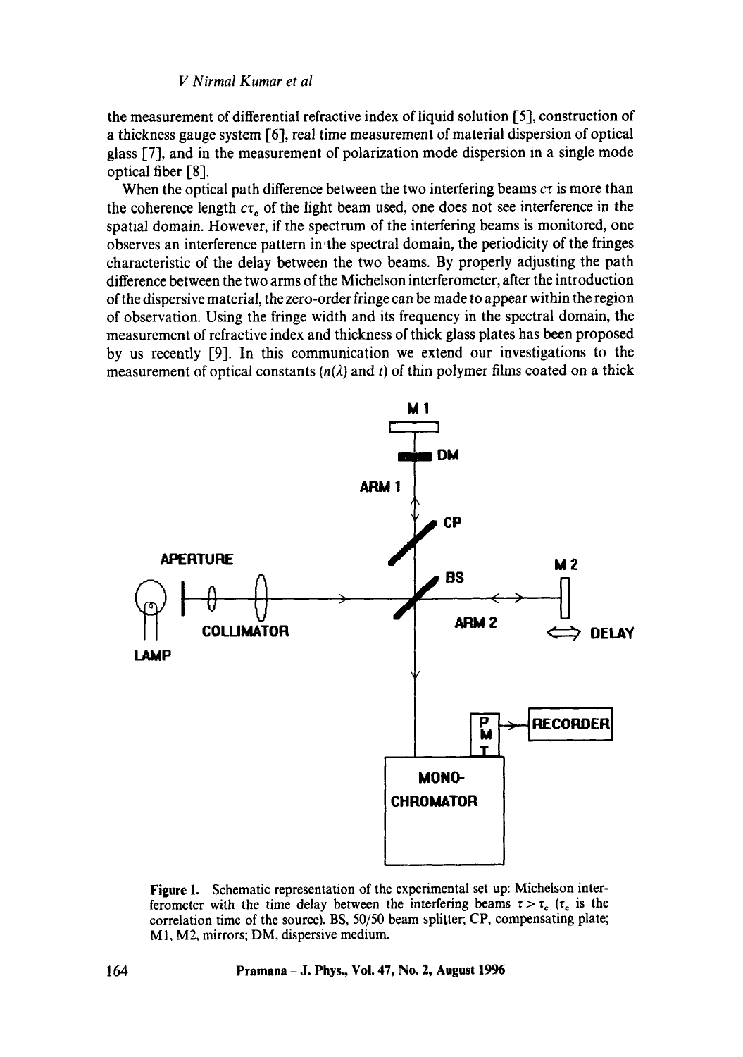the measurement of differential refractive index of liquid solution [5], construction of a thickness gauge system [6], real time measurement of material dispersion of optical glass [7], and in the measurement of polarization mode dispersion in a single mode optical fiber [8].

When the optical path difference between the two interfering beams $c\tau$ is more than the coherence length $c\tau_c$ of the light beam used, one does not see interference in the spatial domain. However, if the spectrum of the interfering beams is monitored, one observes an interference pattern in the spectral domain, the periodicity of the fringes characteristic of the delay between the two beams. By properly adjusting the path difference between the two arms of the Michelson interferometer, after the introduction of the dispersive material, the zero-order fringe can be made to appear within the region of observation. Using the fringe width and its frequency in the spectral domain, the measurement of refractive index and thickness of thick glass plates has been proposed by us recently [9]. In this communication we extend our investigations to the measurement of optical constants ($n(\lambda)$ and $t$) of thin polymer films coated on a thick

**Figure 1.** Schematic representation of the experimental set up: Michelson interferometer with the time delay between the interfering beams $\tau > \tau_c$ ($\tau_c$ is the correlation time of the source). BS, 50/50 beam splitter; CP, compensating plate; M1, M2, mirrors; DM, dispersive medium.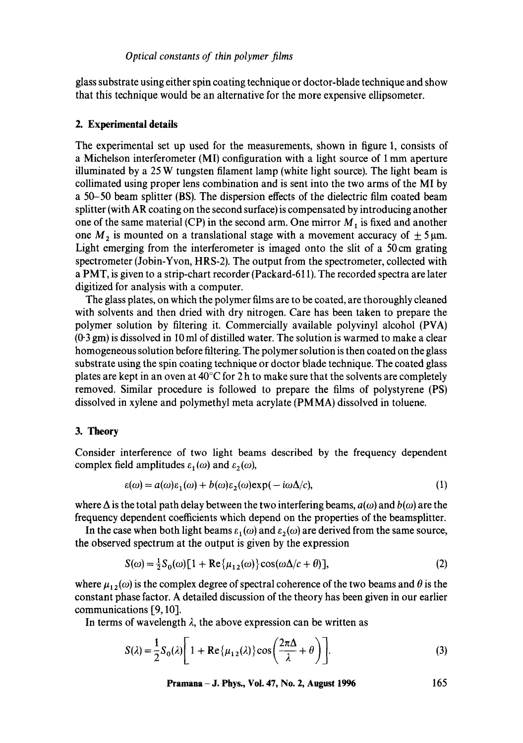glass substrate using either spin coating technique or doctor-blade technique and show that this technique would be an alternative for the more expensive ellipsometer.

## 2. Experimental details

The experimental set up used for the measurements, shown in figure 1, consists of a Michelson interferometer (MI) configuration with a light source of 1 mm aperture illuminated by a 25 W tungsten filament lamp (white light source). The light beam is collimated using proper lens combination and is sent into the two arms of the MI by a 50–50 beam splitter (BS). The dispersion effects of the dielectric film coated beam splitter (with AR coating on the second surface) is compensated by introducing another one of the same material (CP) in the second arm. One mirror $M_1$ is fixed and another one $M_2$ is mounted on a translational stage with a movement accuracy of $\pm 5\,\mu$m. Light emerging from the interferometer is imaged onto the slit of a 50 cm grating spectrometer (Jobin-Yvon, HRS-2). The output from the spectrometer, collected with a PMT, is given to a strip-chart recorder (Packard-611). The recorded spectra are later digitized for analysis with a computer.

The glass plates, on which the polymer films are to be coated, are thoroughly cleaned with solvents and then dried with dry nitrogen. Care has been taken to prepare the polymer solution by filtering it. Commercially available polyvinyl alcohol (PVA) (0·3 gm) is dissolved in 10 ml of distilled water. The solution is warmed to make a clear homogeneous solution before filtering. The polymer solution is then coated on the glass substrate using the spin coating technique or doctor blade technique. The coated glass plates are kept in an oven at 40°C for 2 h to make sure that the solvents are completely removed. Similar procedure is followed to prepare the films of polystyrene (PS) dissolved in xylene and polymethyl meta acrylate (PMMA) dissolved in toluene.

## 3. Theory

Consider interference of two light beams described by the frequency dependent complex field amplitudes $\varepsilon_1(\omega)$ and $\varepsilon_2(\omega)$,

$$\varepsilon(\omega) = a(\omega)\varepsilon_1(\omega) + b(\omega)\varepsilon_2(\omega)\exp(-i\omega\Delta/c), \tag{1}$$

where $\Delta$ is the total path delay between the two interfering beams, $a(\omega)$ and $b(\omega)$ are the frequency dependent coefficients which depend on the properties of the beamsplitter.

In the case when both light beams $\varepsilon_1(\omega)$ and $\varepsilon_2(\omega)$ are derived from the same source, the observed spectrum at the output is given by the expression

$$S(\omega) = \tfrac{1}{2}S_0(\omega)[1 + \mathrm{Re}\{\mu_{12}(\omega)\}\cos(\omega\Delta/c + \theta)], \tag{2}$$

where $\mu_{12}(\omega)$ is the complex degree of spectral coherence of the two beams and $\theta$ is the constant phase factor. A detailed discussion of the theory has been given in our earlier communications [9, 10].

In terms of wavelength $\lambda$, the above expression can be written as

$$S(\lambda) = \frac{1}{2}S_0(\lambda)\left[1 + \mathrm{Re}\{\mu_{12}(\lambda)\}\cos\left(\frac{2\pi\Delta}{\lambda} + \theta\right)\right]. \tag{3}$$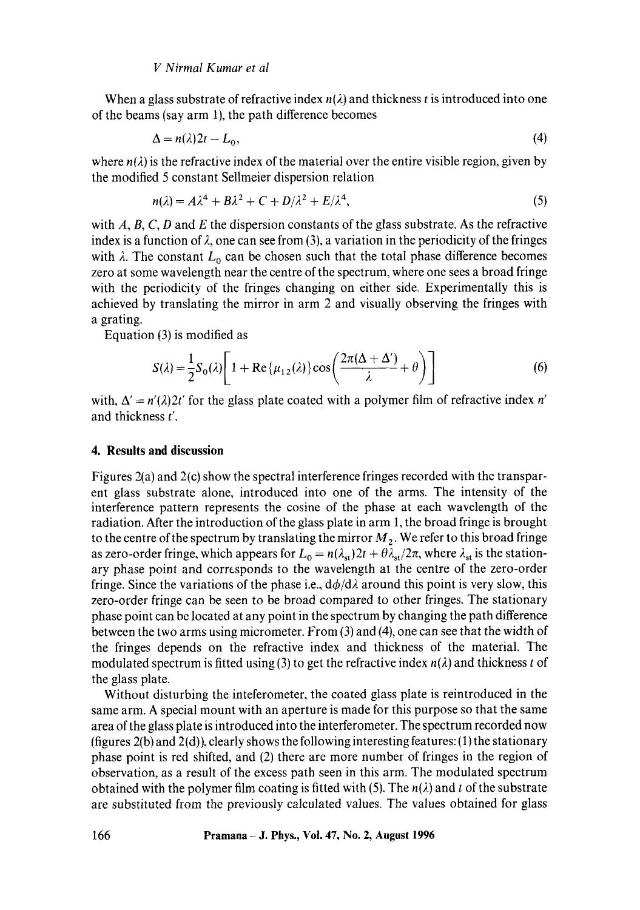When a glass substrate of refractive index $n(\lambda)$ and thickness $t$ is introduced into one of the beams (say arm 1), the path difference becomes

$$\Delta = n(\lambda)2t - L_0, \tag{4}$$

where $n(\lambda)$ is the refractive index of the material over the entire visible region, given by the modified 5 constant Sellmeier dispersion relation

$$n(\lambda) = A\lambda^4 + B\lambda^2 + C + D/\lambda^2 + E/\lambda^4, \tag{5}$$

with $A$, $B$, $C$, $D$ and $E$ the dispersion constants of the glass substrate. As the refractive index is a function of $\lambda$, one can see from (3), a variation in the periodicity of the fringes with $\lambda$. The constant $L_0$ can be chosen such that the total phase difference becomes zero at some wavelength near the centre of the spectrum, where one sees a broad fringe with the periodicity of the fringes changing on either side. Experimentally this is achieved by translating the mirror in arm 2 and visually observing the fringes with a grating.

Equation (3) is modified as

$$S(\lambda) = \frac{1}{2}S_0(\lambda)\left[1 + \mathrm{Re}\{\mu_{12}(\lambda)\}\cos\left(\frac{2\pi(\Delta + \Delta')}{\lambda} + \theta\right)\right] \tag{6}$$

with, $\Delta' = n'(\lambda)2t'$ for the glass plate coated with a polymer film of refractive index $n'$ and thickness $t'$.

## 4. Results and discussion

Figures 2(a) and 2(c) show the spectral interference fringes recorded with the transparent glass substrate alone, introduced into one of the arms. The intensity of the interference pattern represents the cosine of the phase at each wavelength of the radiation. After the introduction of the glass plate in arm 1, the broad fringe is brought to the centre of the spectrum by translating the mirror $M_2$. We refer to this broad fringe as zero-order fringe, which appears for $L_0 = n(\lambda_{st})2t + \theta\lambda_{st}/2\pi$, where $\lambda_{st}$ is the stationary phase point and corresponds to the wavelength at the centre of the zero-order fringe. Since the variations of the phase i.e., $d\phi/d\lambda$ around this point is very slow, this zero-order fringe can be seen to be broad compared to other fringes. The stationary phase point can be located at any point in the spectrum by changing the path difference between the two arms using micrometer. From (3) and (4), one can see that the width of the fringes depends on the refractive index and thickness of the material. The modulated spectrum is fitted using (3) to get the refractive index $n(\lambda)$ and thickness $t$ of the glass plate.

Without disturbing the inteferometer, the coated glass plate is reintroduced in the same arm. A special mount with an aperture is made for this purpose so that the same area of the glass plate is introduced into the interferometer. The spectrum recorded now (figures 2(b) and 2(d)), clearly shows the following interesting features: (1) the stationary phase point is red shifted, and (2) there are more number of fringes in the region of observation, as a result of the excess path seen in this arm. The modulated spectrum obtained with the polymer film coating is fitted with (5). The $n(\lambda)$ and $t$ of the substrate are substituted from the previously calculated values. The values obtained for glass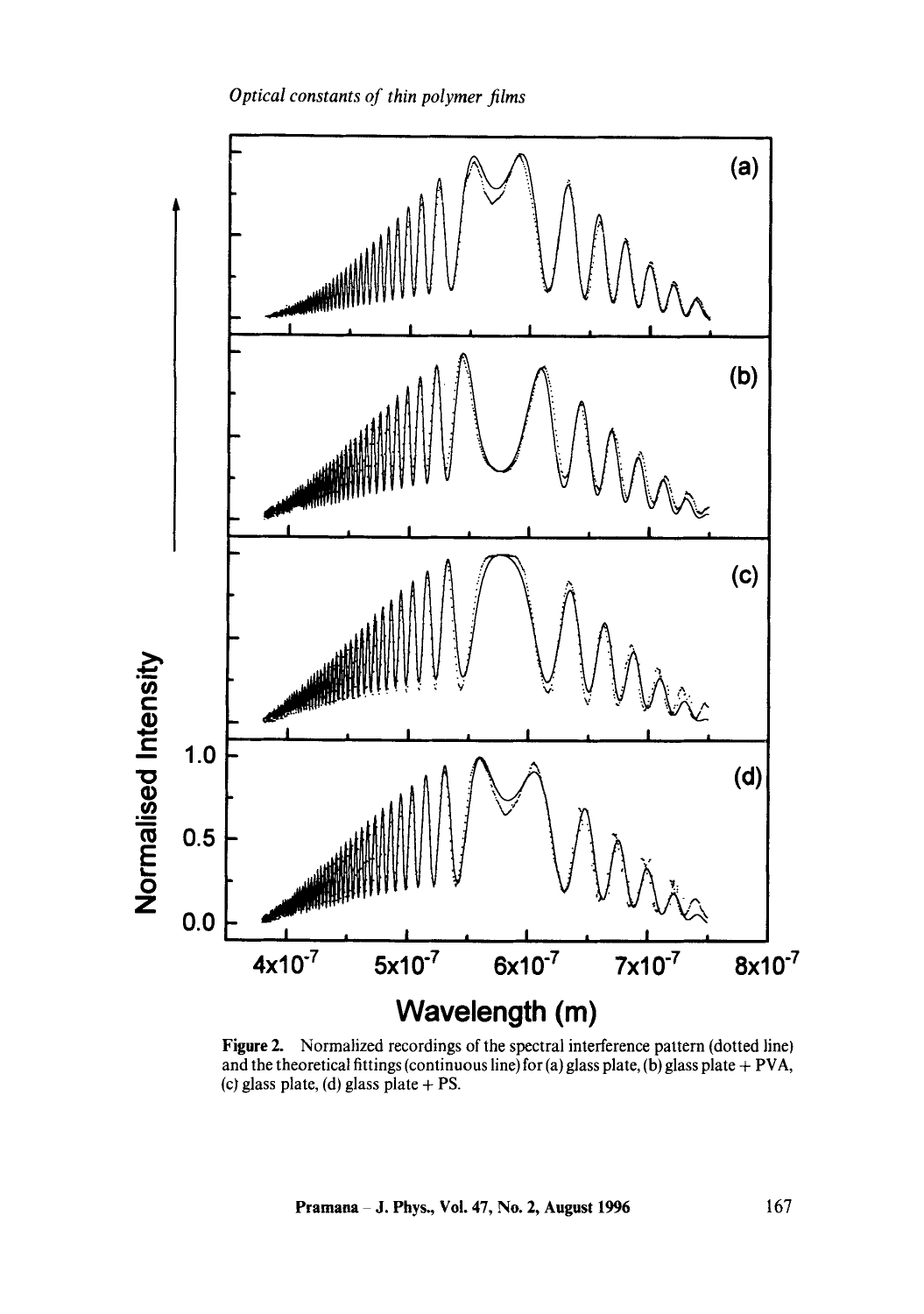Figure 2. Normalized recordings of the spectral interference pattern (dotted line) and the theoretical fittings (continuous line) for (a) glass plate, (b) glass plate + PVA, (c) glass plate, (d) glass plate + PS.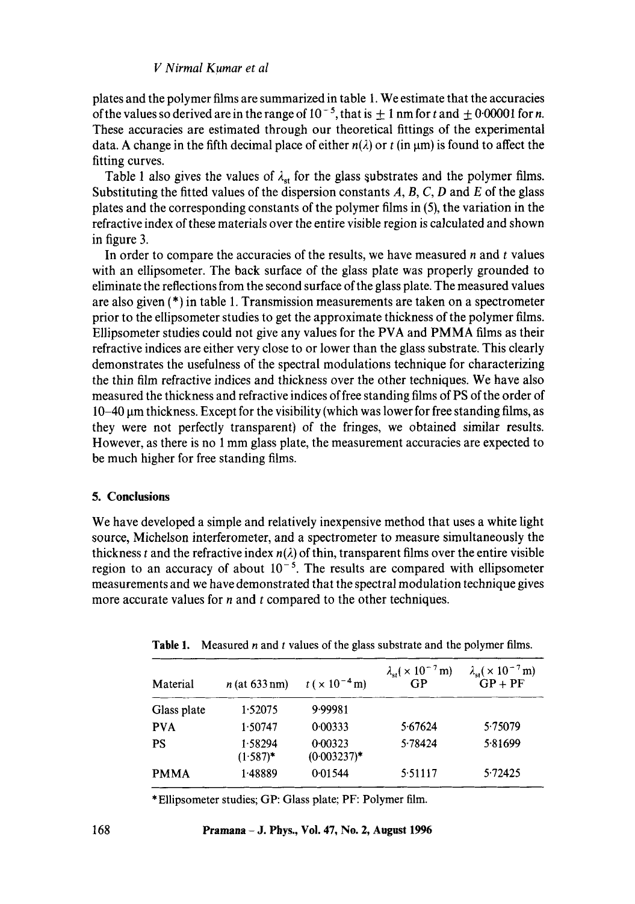plates and the polymer films are summarized in table 1. We estimate that the accuracies of the values so derived are in the range of $10^{-5}$, that is $\pm$ 1 nm for $t$ and $\pm$ 0·00001 for $n$. These accuracies are estimated through our theoretical fittings of the experimental data. A change in the fifth decimal place of either $n(\lambda)$ or $t$ (in μm) is found to affect the fitting curves.

Table 1 also gives the values of $\lambda_{st}$ for the glass substrates and the polymer films. Substituting the fitted values of the dispersion constants $A$, $B$, $C$, $D$ and $E$ of the glass plates and the corresponding constants of the polymer films in (5), the variation in the refractive index of these materials over the entire visible region is calculated and shown in figure 3.

In order to compare the accuracies of the results, we have measured $n$ and $t$ values with an ellipsometer. The back surface of the glass plate was properly grounded to eliminate the reflections from the second surface of the glass plate. The measured values are also given (*) in table 1. Transmission measurements are taken on a spectrometer prior to the ellipsometer studies to get the approximate thickness of the polymer films. Ellipsometer studies could not give any values for the PVA and PMMA films as their refractive indices are either very close to or lower than the glass substrate. This clearly demonstrates the usefulness of the spectral modulations technique for characterizing the thin film refractive indices and thickness over the other techniques. We have also measured the thickness and refractive indices of free standing films of PS of the order of 10–40 μm thickness. Except for the visibility (which was lower for free standing films, as they were not perfectly transparent) of the fringes, we obtained similar results. However, as there is no 1 mm glass plate, the measurement accuracies are expected to be much higher for free standing films.

## 5. Conclusions

We have developed a simple and relatively inexpensive method that uses a white light source, Michelson interferometer, and a spectrometer to measure simultaneously the thickness $t$ and the refractive index $n(\lambda)$ of thin, transparent films over the entire visible region to an accuracy of about $10^{-5}$. The results are compared with ellipsometer measurements and we have demonstrated that the spectral modulation technique gives more accurate values for $n$ and $t$ compared to the other techniques.

**Table 1.** Measured $n$ and $t$ values of the glass substrate and the polymer films.

| Material | $n$ (at 633 nm) | $t$ ($\times 10^{-4}$ m) | $\lambda_{st}$ ($\times 10^{-7}$ m) GP | $\lambda_{st}$ ($\times 10^{-7}$ m) GP + PF |
|---|---|---|---|---|
| Glass plate | 1·52075 | 9·99981 | | |
| PVA | 1·50747 | 0·00333 | 5·67624 | 5·75079 |
| PS | 1·58294 (1·587)* | 0·00323 (0·003237)* | 5·78424 | 5·81699 |
| PMMA | 1·48889 | 0·01544 | 5·51117 | 5·72425 |

*Ellipsometer studies; GP: Glass plate; PF: Polymer film.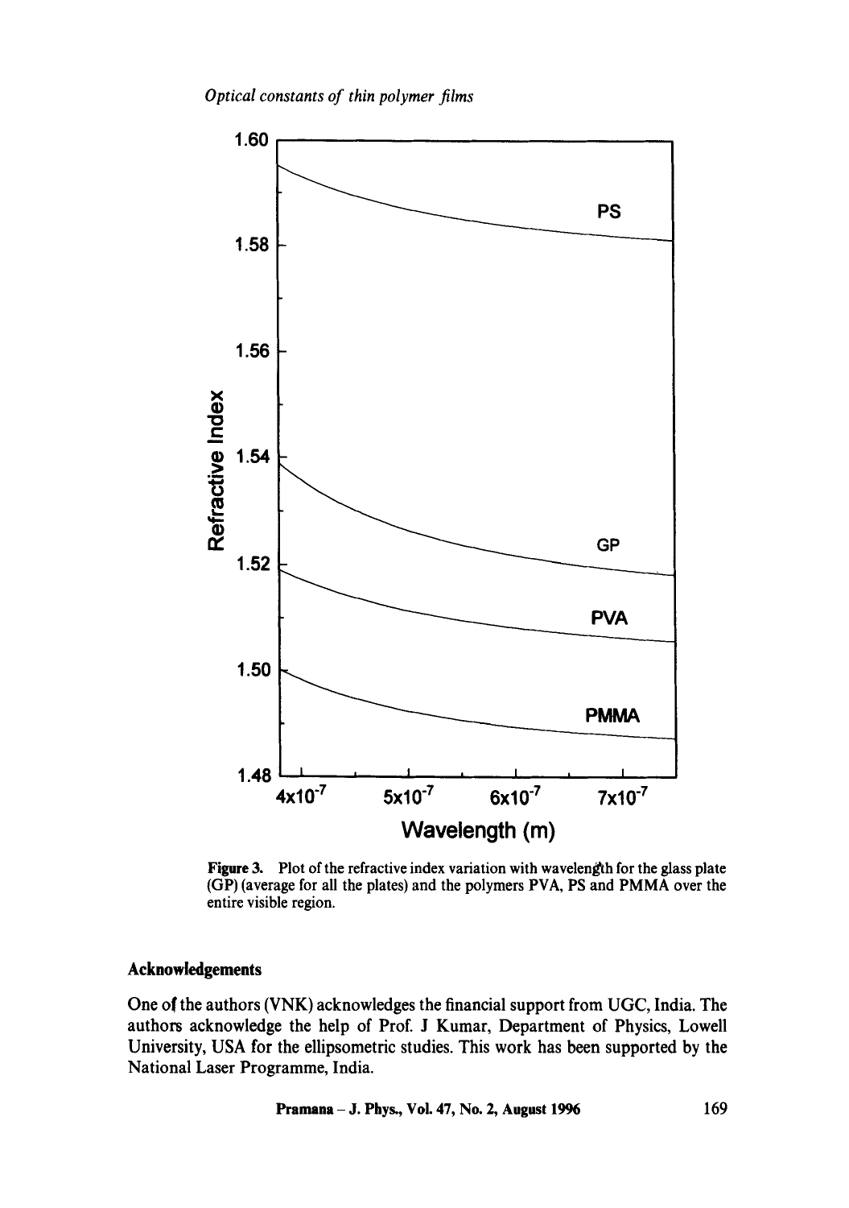Figure 3. Plot of the refractive index variation with wavelength for the glass plate (GP) (average for all the plates) and the polymers PVA, PS and PMMA over the entire visible region.

## Acknowledgements

One of the authors (VNK) acknowledges the financial support from UGC, India. The authors acknowledge the help of Prof. J Kumar, Department of Physics, Lowell University, USA for the ellipsometric studies. This work has been supported by the National Laser Programme, India.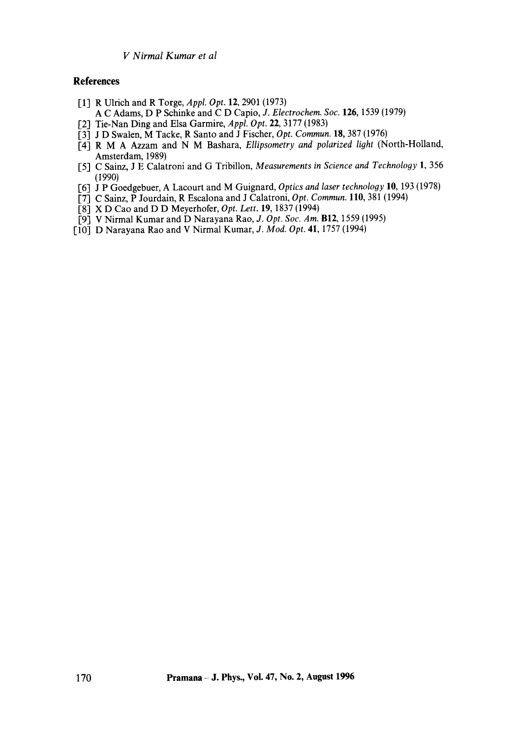## References

[1] R Ulrich and R Torge, *Appl. Opt.* **12**, 2901 (1973)
A C Adams, D P Schinke and C D Capio, *J. Electrochem. Soc.* **126**, 1539 (1979)

[2] Tie-Nan Ding and Elsa Garmire, *Appl. Opt.* **22**, 3177 (1983)

[3] J D Swalen, M Tacke, R Santo and J Fischer, *Opt. Commun.* **18**, 387 (1976)

[4] R M A Azzam and N M Bashara, *Ellipsometry and polarized light* (North-Holland, Amsterdam, 1989)

[5] C Sainz, J E Calatroni and G Tribillon, *Measurements in Science and Technology* **1**, 356 (1990)

[6] J P Goedgebuer, A Lacourt and M Guignard, *Optics and laser technology* **10**, 193 (1978)

[7] C Sainz, P Jourdain, R Escalona and J Calatroni, *Opt. Commun.* **110**, 381 (1994)

[8] X D Cao and D D Meyerhofer, *Opt. Lett.* **19**, 1837 (1994)

[9] V Nirmal Kumar and D Narayana Rao, *J. Opt. Soc. Am.* **B12**, 1559 (1995)

[10] D Narayana Rao and V Nirmal Kumar, *J. Mod. Opt.* **41**, 1757 (1994)